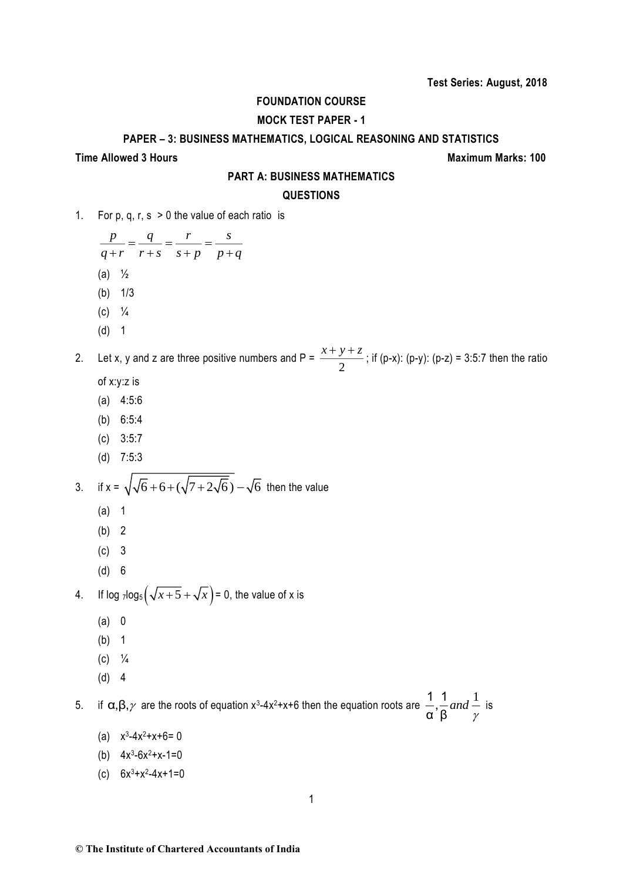**Test Series: August, 2018**

**FOUNDATION COURSE**

**MOCK TEST PAPER - 1**

**PAPER – 3: BUSINESS MATHEMATICS, LOGICAL REASONING AND STATISTICS**

**Time Allowed 3 Hours** **Maximum Marks: 100**

**PART A: BUSINESS MATHEMATICS**

**QUESTIONS**

1. For p, q, r, s > 0 the value of each ratio is

   $$\frac{p}{q+r} = \frac{q}{r+s} = \frac{r}{s+p} = \frac{s}{p+q}$$

   (a) ½
   (b) 1/3
   (c) ¼
   (d) 1

2. Let x, y and z are three positive numbers and P = $\frac{x+y+z}{2}$; if (p-x): (p-y): (p-z) = 3:5:7 then the ratio of x:y:z is

   (a) 4:5:6
   (b) 6:5:4
   (c) 3:5:7
   (d) 7:5:3

3. if x = $\sqrt{\sqrt{6}+6+(\sqrt{7+2\sqrt{6}})} - \sqrt{6}$ then the value

   (a) 1
   (b) 2
   (c) 3
   (d) 6

4. If $\log_7 \log_5 \left(\sqrt{x+5}+\sqrt{x}\right) = 0$, the value of x is

   (a) 0
   (b) 1
   (c) ¼
   (d) 4

5. if $\alpha, \beta, \gamma$ are the roots of equation $x^3-4x^2+x+6$ then the equation roots are $\frac{1}{\alpha}, \frac{1}{\beta}$ *and* $\frac{1}{\gamma}$ is

   (a) $x^3-4x^2+x+6= 0$
   (b) $4x^3-6x^2+x-1=0$
   (c) $6x^3+x^2-4x+1=0$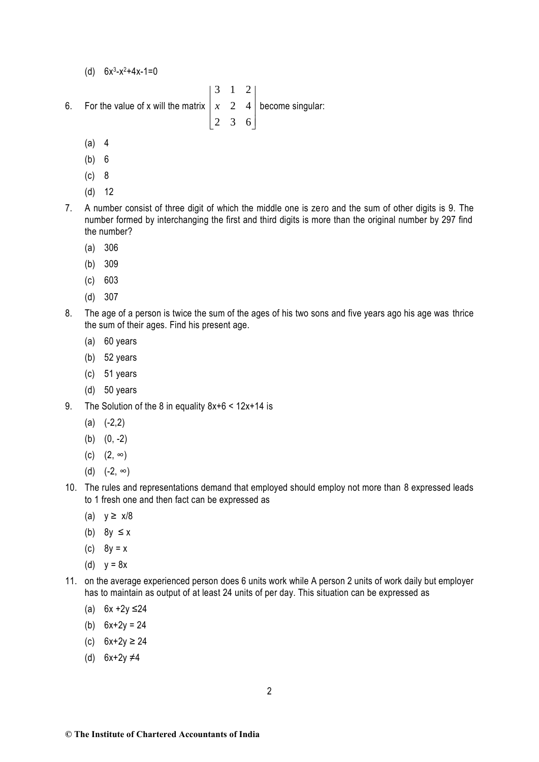(d) $6x^3 - x^2 + 4x - 1 = 0$

6. For the value of x will the matrix $\begin{vmatrix} 3 & 1 & 2 \\ x & 2 & 4 \\ 2 & 3 & 6 \end{vmatrix}$ become singular:

   (a) 4

   (b) 6

   (c) 8

   (d) 12

7. A number consist of three digit of which the middle one is zero and the sum of other digits is 9. The number formed by interchanging the first and third digits is more than the original number by 297 find the number?

   (a) 306

   (b) 309

   (c) 603

   (d) 307

8. The age of a person is twice the sum of the ages of his two sons and five years ago his age was thrice the sum of their ages. Find his present age.

   (a) 60 years

   (b) 52 years

   (c) 51 years

   (d) 50 years

9. The Solution of the 8 in equality $8x+6 < 12x+14$ is

   (a) $(-2,2)$

   (b) $(0, -2)$

   (c) $(2, \infty)$

   (d) $(-2, \infty)$

10. The rules and representations demand that employed should employ not more than 8 expressed leads to 1 fresh one and then fact can be expressed as

    (a) $y \geq x/8$

    (b) $8y \leq x$

    (c) $8y = x$

    (d) $y = 8x$

11. on the average experienced person does 6 units work while A person 2 units of work daily but employer has to maintain as output of at least 24 units of per day. This situation can be expressed as

    (a) $6x + 2y \leq 24$

    (b) $6x+2y = 24$

    (c) $6x+2y \geq 24$

    (d) $6x+2y \neq 4$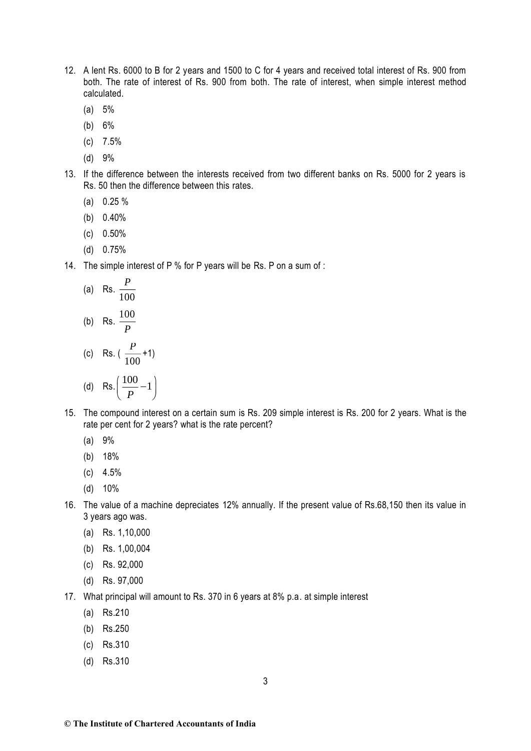12. A lent Rs. 6000 to B for 2 years and 1500 to C for 4 years and received total interest of Rs. 900 from both. The rate of interest of Rs. 900 from both. The rate of interest, when simple interest method calculated.

    (a) 5%

    (b) 6%

    (c) 7.5%

    (d) 9%

13. If the difference between the interests received from two different banks on Rs. 5000 for 2 years is Rs. 50 then the difference between this rates.

    (a) 0.25 %

    (b) 0.40%

    (c) 0.50%

    (d) 0.75%

14. The simple interest of P % for P years will be Rs. P on a sum of :

    (a) Rs. $\frac{P}{100}$

    (b) Rs. $\frac{100}{P}$

    (c) Rs. ( $\frac{P}{100}$ +1)

    (d) Rs. $\left(\frac{100}{P}-1\right)$

15. The compound interest on a certain sum is Rs. 209 simple interest is Rs. 200 for 2 years. What is the rate per cent for 2 years? what is the rate percent?

    (a) 9%

    (b) 18%

    (c) 4.5%

    (d) 10%

16. The value of a machine depreciates 12% annually. If the present value of Rs.68,150 then its value in 3 years ago was.

    (a) Rs. 1,10,000

    (b) Rs. 1,00,004

    (c) Rs. 92,000

    (d) Rs. 97,000

17. What principal will amount to Rs. 370 in 6 years at 8% p.a. at simple interest

    (a) Rs.210

    (b) Rs.250

    (c) Rs.310

    (d) Rs.310

© The Institute of Chartered Accountants of India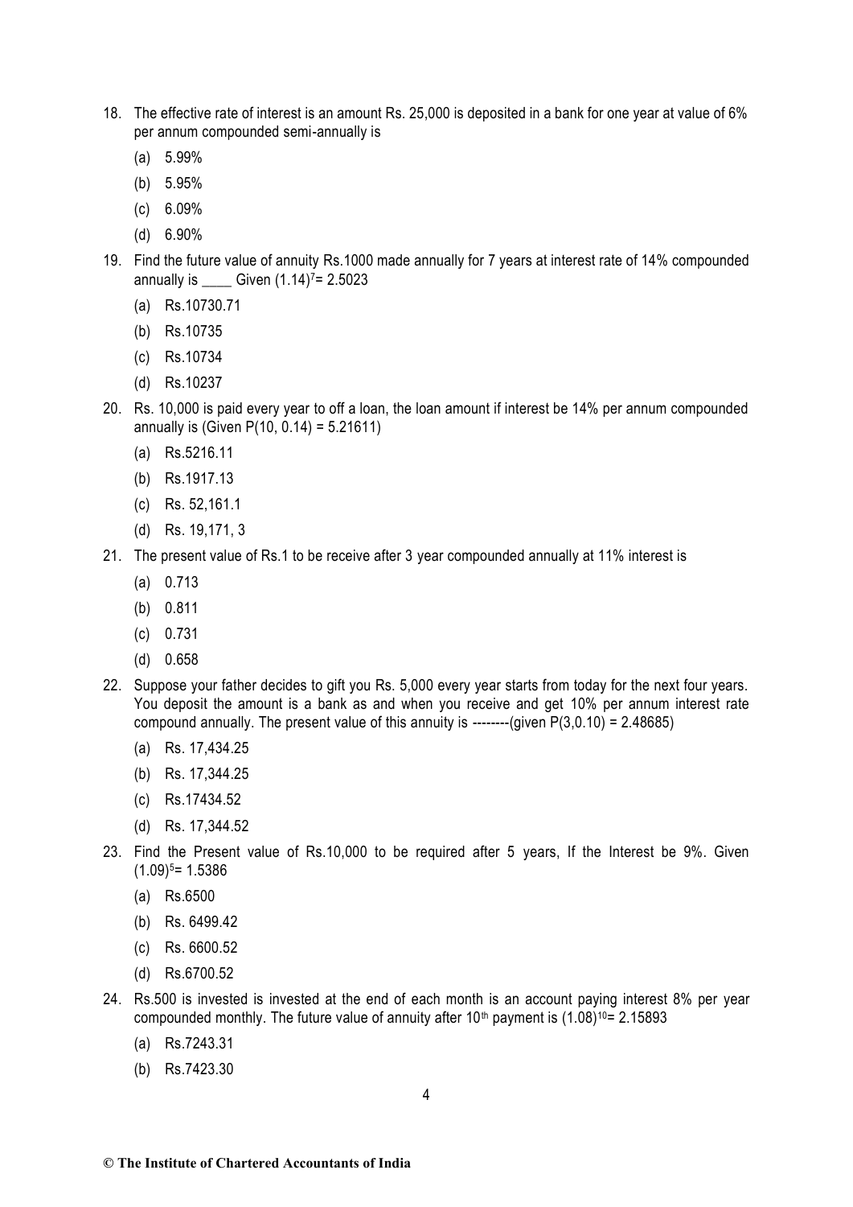18. The effective rate of interest is an amount Rs. 25,000 is deposited in a bank for one year at value of 6% per annum compounded semi-annually is

    (a) 5.99%

    (b) 5.95%

    (c) 6.09%

    (d) 6.90%

19. Find the future value of annuity Rs.1000 made annually for 7 years at interest rate of 14% compounded annually is ____ Given $(1.14)^7 = 2.5023$

    (a) Rs.10730.71

    (b) Rs.10735

    (c) Rs.10734

    (d) Rs.10237

20. Rs. 10,000 is paid every year to off a loan, the loan amount if interest be 14% per annum compounded annually is (Given P(10, 0.14) = 5.21611)

    (a) Rs.5216.11

    (b) Rs.1917.13

    (c) Rs. 52,161.1

    (d) Rs. 19,171, 3

21. The present value of Rs.1 to be receive after 3 year compounded annually at 11% interest is

    (a) 0.713

    (b) 0.811

    (c) 0.731

    (d) 0.658

22. Suppose your father decides to gift you Rs. 5,000 every year starts from today for the next four years. You deposit the amount is a bank as and when you receive and get 10% per annum interest rate compound annually. The present value of this annuity is --------(given P(3,0.10) = 2.48685)

    (a) Rs. 17,434.25

    (b) Rs. 17,344.25

    (c) Rs.17434.52

    (d) Rs. 17,344.52

23. Find the Present value of Rs.10,000 to be required after 5 years, If the Interest be 9%. Given $(1.09)^5 = 1.5386$

    (a) Rs.6500

    (b) Rs. 6499.42

    (c) Rs. 6600.52

    (d) Rs.6700.52

24. Rs.500 is invested is invested at the end of each month is an account paying interest 8% per year compounded monthly. The future value of annuity after $10^{th}$ payment is $(1.08)^{10} = 2.15893$

    (a) Rs.7243.31

    (b) Rs.7423.30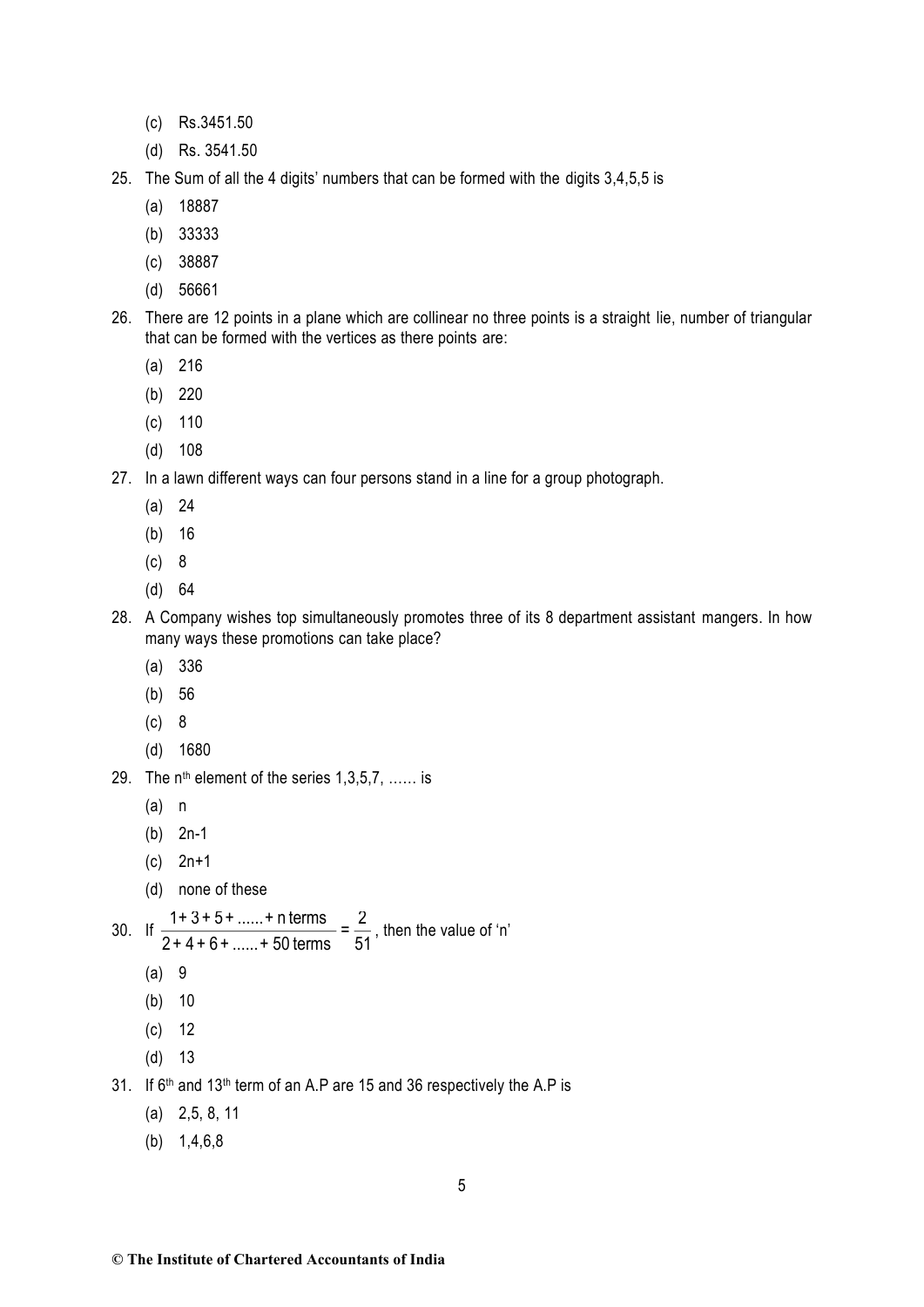(c) Rs.3451.50

(d) Rs. 3541.50

25. The Sum of all the 4 digits' numbers that can be formed with the digits 3,4,5,5 is

    (a) 18887

    (b) 33333

    (c) 38887

    (d) 56661

26. There are 12 points in a plane which are collinear no three points is a straight lie, number of triangular that can be formed with the vertices as there points are:

    (a) 216

    (b) 220

    (c) 110

    (d) 108

27. In a lawn different ways can four persons stand in a line for a group photograph.

    (a) 24

    (b) 16

    (c) 8

    (d) 64

28. A Company wishes top simultaneously promotes three of its 8 department assistant mangers. In how many ways these promotions can take place?

    (a) 336

    (b) 56

    (c) 8

    (d) 1680

29. The $n^{th}$ element of the series 1,3,5,7, …… is

    (a) n

    (b) 2n-1

    (c) 2n+1

    (d) none of these

30. If $\dfrac{1+3+5+......+\text{n terms}}{2+4+6+......+50\text{ terms}} = \dfrac{2}{51}$, then the value of 'n'

    (a) 9

    (b) 10

    (c) 12

    (d) 13

31. If $6^{th}$ and $13^{th}$ term of an A.P are 15 and 36 respectively the A.P is

    (a) 2,5, 8, 11

    (b) 1,4,6,8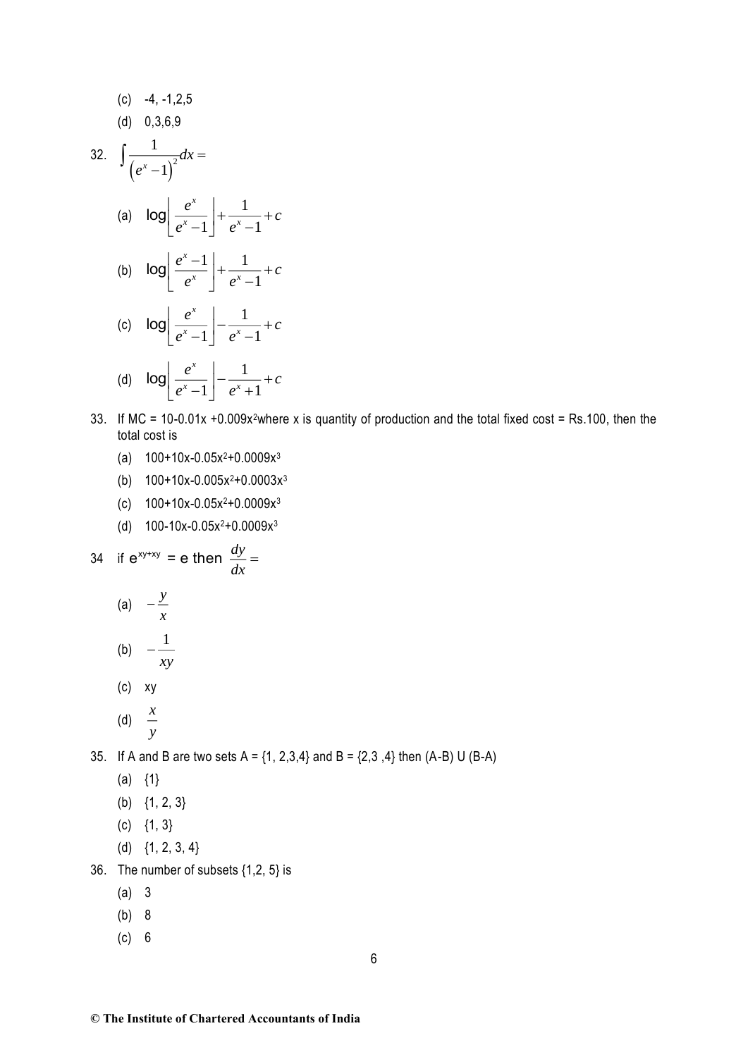(c) -4, -1,2,5

(d) 0,3,6,9

32. $\int \frac{1}{\left(e^x - 1\right)^2} dx =$

(a) $\log\left[\frac{e^x}{e^x - 1}\right] + \frac{1}{e^x - 1} + c$

(b) $\log\left[\frac{e^x - 1}{e^x}\right] + \frac{1}{e^x - 1} + c$

(c) $\log\left[\frac{e^x}{e^x - 1}\right] - \frac{1}{e^x - 1} + c$

(d) $\log\left[\frac{e^x}{e^x - 1}\right] - \frac{1}{e^x + 1} + c$

33. If MC = $10 - 0.01x + 0.009x^2$ where x is quantity of production and the total fixed cost = Rs.100, then the total cost is

(a) $100+10x-0.05x^2+0.0009x^3$

(b) $100+10x-0.005x^2+0.0003x^3$

(c) $100+10x-0.05x^2+0.0009x^3$

(d) $100-10x-0.05x^2+0.0009x^3$

34 if $e^{xy+xy}$ = e then $\frac{dy}{dx} =$

(a) $-\frac{y}{x}$

(b) $-\frac{1}{xy}$

(c) xy

(d) $\frac{x}{y}$

35. If A and B are two sets A = {1, 2,3,4} and B = {2,3 ,4} then (A-B) U (B-A)

(a) {1}

(b) {1, 2, 3}

(c) {1, 3}

(d) {1, 2, 3, 4}

36. The number of subsets {1,2, 5} is

(a) 3

(b) 8

(c) 6

© The Institute of Chartered Accountants of India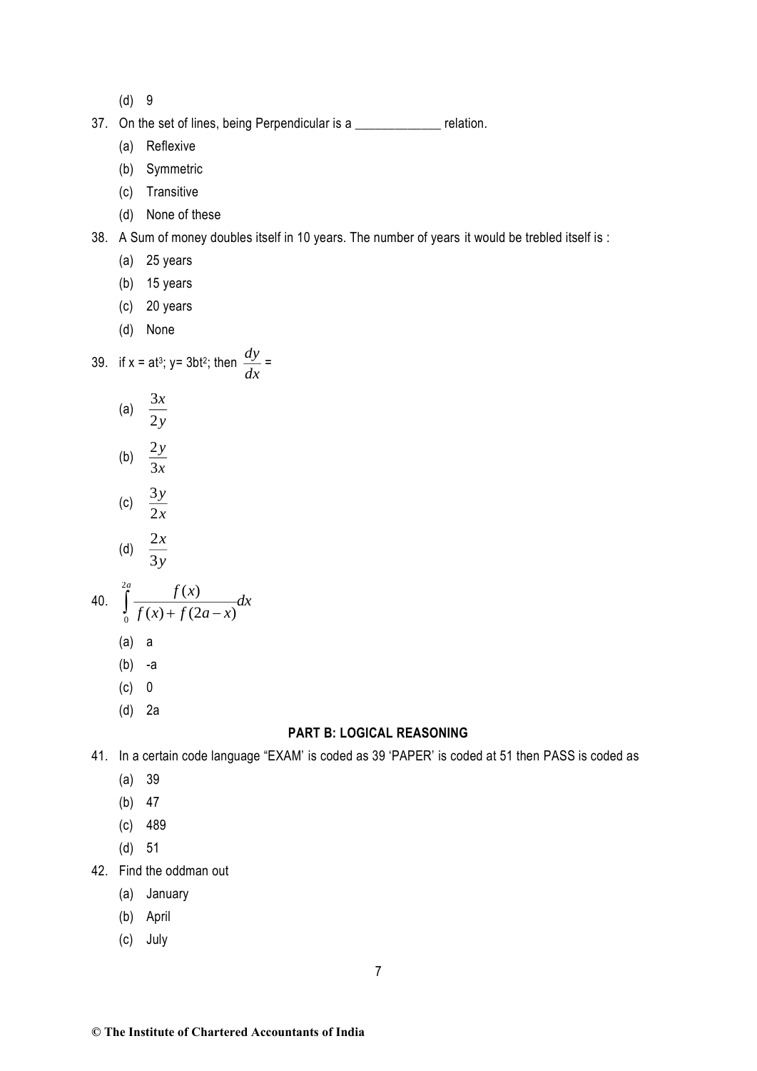(d) 9

37. On the set of lines, being Perpendicular is a _____________ relation.

 (a) Reflexive

 (b) Symmetric

 (c) Transitive

 (d) None of these

38. A Sum of money doubles itself in 10 years. The number of years it would be trebled itself is :

 (a) 25 years

 (b) 15 years

 (c) 20 years

 (d) None

39. if x = at³; y= 3bt²; then $\frac{dy}{dx}$ =

 (a) $\frac{3x}{2y}$

 (b) $\frac{2y}{3x}$

 (c) $\frac{3y}{2x}$

 (d) $\frac{2x}{3y}$

40. $\int_{0}^{2a} \frac{f(x)}{f(x)+f(2a-x)} dx$

 (a) a

 (b) -a

 (c) 0

 (d) 2a

**PART B: LOGICAL REASONING**

41. In a certain code language "EXAM' is coded as 39 'PAPER' is coded at 51 then PASS is coded as

 (a) 39

 (b) 47

 (c) 489

 (d) 51

42. Find the oddman out

 (a) January

 (b) April

 (c) July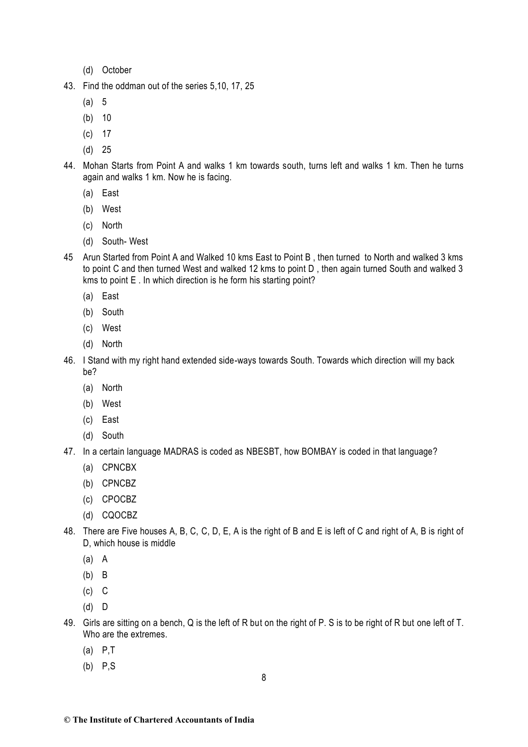(d) October

43. Find the oddman out of the series 5,10, 17, 25

 (a) 5

 (b) 10

 (c) 17

 (d) 25

44. Mohan Starts from Point A and walks 1 km towards south, turns left and walks 1 km. Then he turns again and walks 1 km. Now he is facing.

 (a) East

 (b) West

 (c) North

 (d) South- West

45 Arun Started from Point A and Walked 10 kms East to Point B , then turned to North and walked 3 kms to point C and then turned West and walked 12 kms to point D , then again turned South and walked 3 kms to point E . In which direction is he form his starting point?

 (a) East

 (b) South

 (c) West

 (d) North

46. I Stand with my right hand extended side-ways towards South. Towards which direction will my back be?

 (a) North

 (b) West

 (c) East

 (d) South

47. In a certain language MADRAS is coded as NBESBT, how BOMBAY is coded in that language?

 (a) CPNCBX

 (b) CPNCBZ

 (c) CPOCBZ

 (d) CQOCBZ

48. There are Five houses A, B, C, C, D, E, A is the right of B and E is left of C and right of A, B is right of D, which house is middle

 (a) A

 (b) B

 (c) C

 (d) D

49. Girls are sitting on a bench, Q is the left of R but on the right of P. S is to be right of R but one left of T. Who are the extremes.

 (a) P,T

 (b) P,S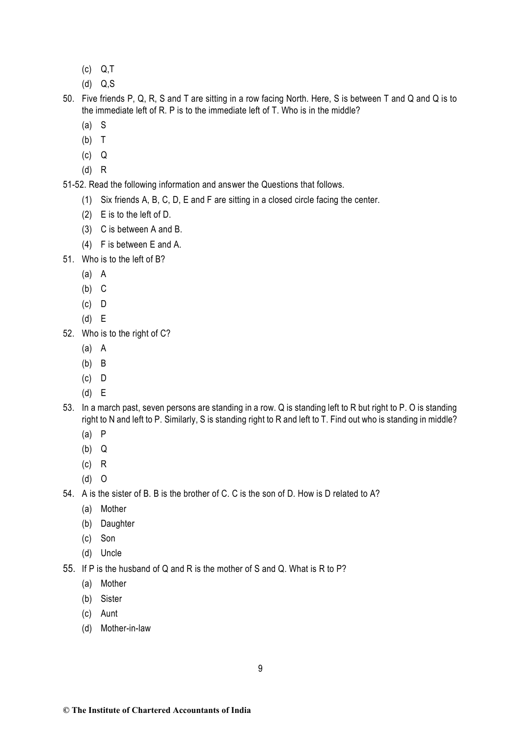- (c) Q,T
- (d) Q,S

50. Five friends P, Q, R, S and T are sitting in a row facing North. Here, S is between T and Q and Q is to the immediate left of R. P is to the immediate left of T. Who is in the middle?
    - (a) S
    - (b) T
    - (c) Q
    - (d) R

51-52. Read the following information and answer the Questions that follows.

- (1) Six friends A, B, C, D, E and F are sitting in a closed circle facing the center.
- (2) E is to the left of D.
- (3) C is between A and B.
- (4) F is between E and A.

51. Who is to the left of B?
    - (a) A
    - (b) C
    - (c) D
    - (d) E

52. Who is to the right of C?
    - (a) A
    - (b) B
    - (c) D
    - (d) E

53. In a march past, seven persons are standing in a row. Q is standing left to R but right to P. O is standing right to N and left to P. Similarly, S is standing right to R and left to T. Find out who is standing in middle?
    - (a) P
    - (b) Q
    - (c) R
    - (d) O

54. A is the sister of B. B is the brother of C. C is the son of D. How is D related to A?
    - (a) Mother
    - (b) Daughter
    - (c) Son
    - (d) Uncle

55. If P is the husband of Q and R is the mother of S and Q. What is R to P?
    - (a) Mother
    - (b) Sister
    - (c) Aunt
    - (d) Mother-in-law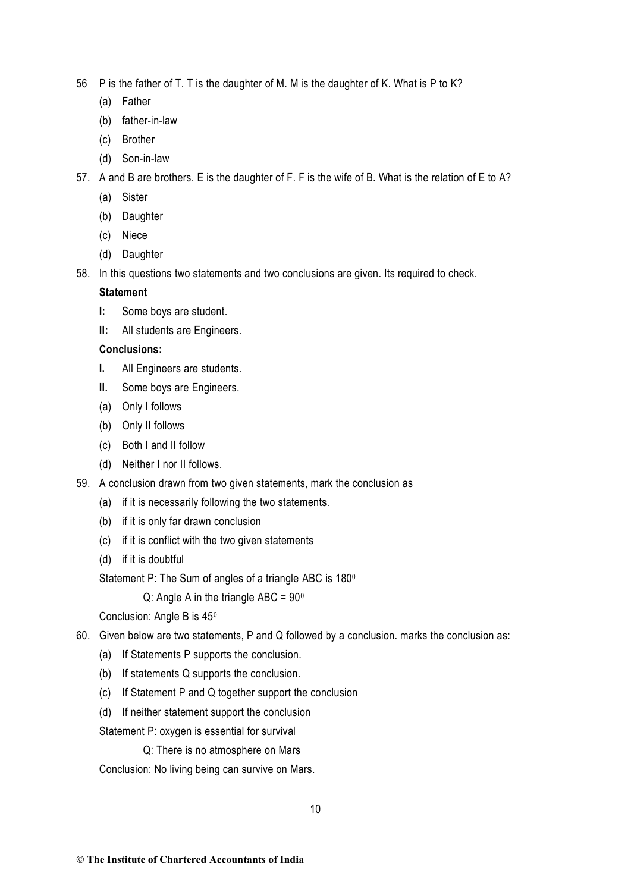56 P is the father of T. T is the daughter of M. M is the daughter of K. What is P to K?

(a) Father

(b) father-in-law

(c) Brother

(d) Son-in-law

57. A and B are brothers. E is the daughter of F. F is the wife of B. What is the relation of E to A?

(a) Sister

(b) Daughter

(c) Niece

(d) Daughter

58. In this questions two statements and two conclusions are given. Its required to check.

**Statement**

**I:** Some boys are student.

**II:** All students are Engineers.

**Conclusions:**

**I.** All Engineers are students.

**II.** Some boys are Engineers.

(a) Only I follows

(b) Only II follows

(c) Both I and II follow

(d) Neither I nor II follows.

59. A conclusion drawn from two given statements, mark the conclusion as

(a) if it is necessarily following the two statements.

(b) if it is only far drawn conclusion

(c) if it is conflict with the two given statements

(d) if it is doubtful

Statement P: The Sum of angles of a triangle ABC is $180^0$

Q: Angle A in the triangle ABC = $90^0$

Conclusion: Angle B is $45^0$

60. Given below are two statements, P and Q followed by a conclusion. marks the conclusion as:

(a) If Statements P supports the conclusion.

(b) If statements Q supports the conclusion.

(c) If Statement P and Q together support the conclusion

(d) If neither statement support the conclusion

Statement P: oxygen is essential for survival

Q: There is no atmosphere on Mars

Conclusion: No living being can survive on Mars.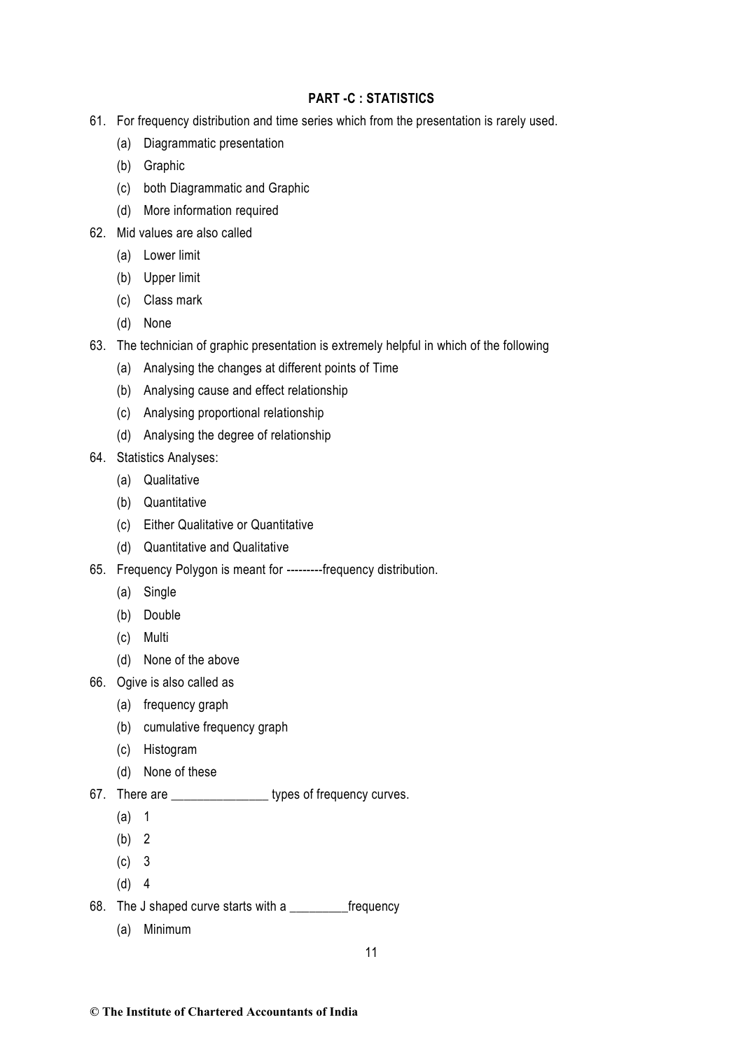## PART -C : STATISTICS

61. For frequency distribution and time series which from the presentation is rarely used.
    - (a) Diagrammatic presentation
    - (b) Graphic
    - (c) both Diagrammatic and Graphic
    - (d) More information required
62. Mid values are also called
    - (a) Lower limit
    - (b) Upper limit
    - (c) Class mark
    - (d) None
63. The technician of graphic presentation is extremely helpful in which of the following
    - (a) Analysing the changes at different points of Time
    - (b) Analysing cause and effect relationship
    - (c) Analysing proportional relationship
    - (d) Analysing the degree of relationship
64. Statistics Analyses:
    - (a) Qualitative
    - (b) Quantitative
    - (c) Either Qualitative or Quantitative
    - (d) Quantitative and Qualitative
65. Frequency Polygon is meant for ---------frequency distribution.
    - (a) Single
    - (b) Double
    - (c) Multi
    - (d) None of the above
66. Ogive is also called as
    - (a) frequency graph
    - (b) cumulative frequency graph
    - (c) Histogram
    - (d) None of these
67. There are ______________ types of frequency curves.
    - (a) 1
    - (b) 2
    - (c) 3
    - (d) 4
68. The J shaped curve starts with a _________frequency
    - (a) Minimum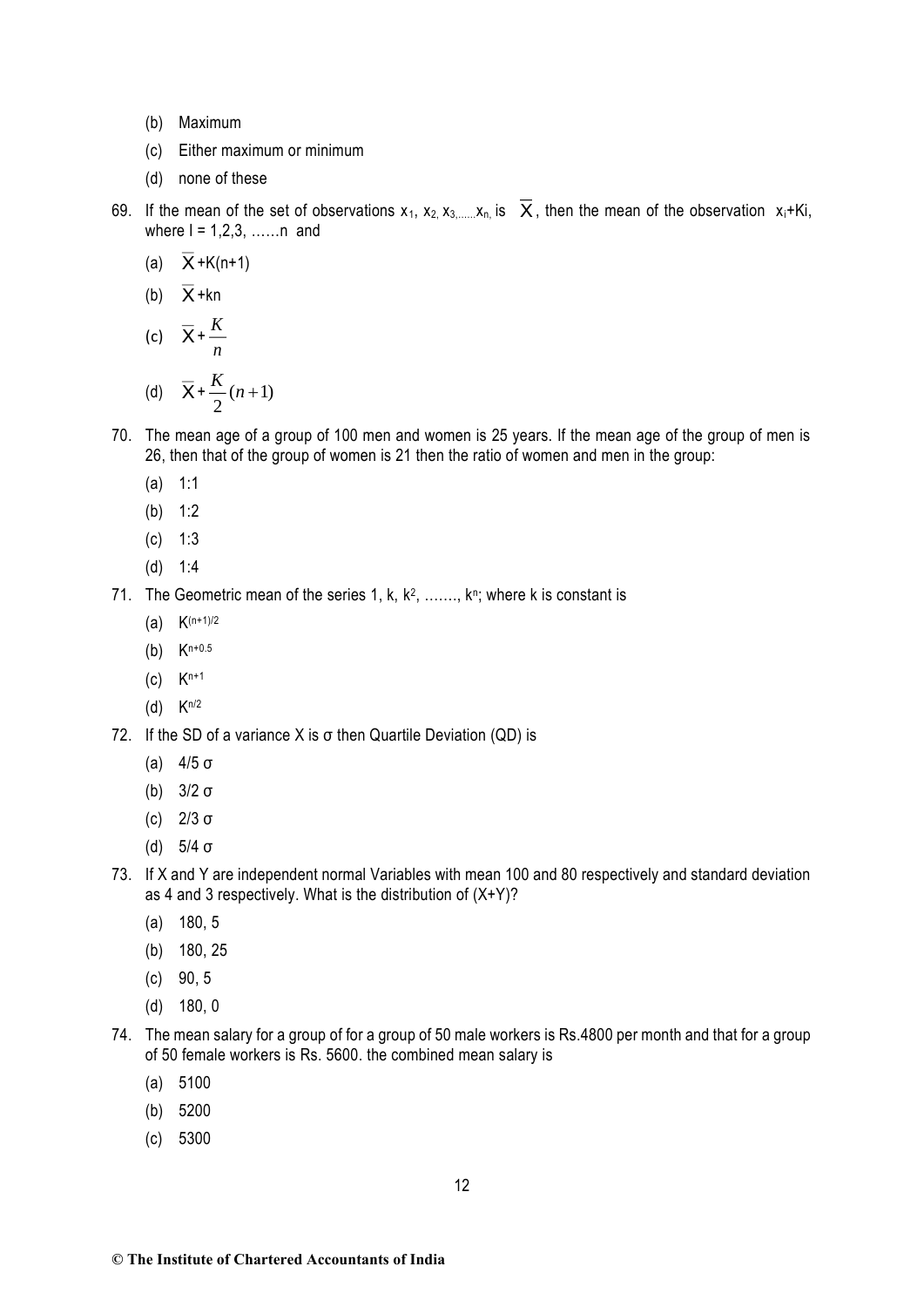(b) Maximum

(c) Either maximum or minimum

(d) none of these

69. If the mean of the set of observations $x_1, x_2, x_3, \ldots\ldots x_n$, is $\overline{X}$, then the mean of the observation $x_i$+Ki, where I = 1,2,3, ……n and

(a) $\overline{X}$+K(n+1)

(b) $\overline{X}$+kn

(c) $\overline{X} + \frac{K}{n}$

(d) $\overline{X} + \frac{K}{2}(n+1)$

70. The mean age of a group of 100 men and women is 25 years. If the mean age of the group of men is 26, then that of the group of women is 21 then the ratio of women and men in the group:

(a) 1:1

(b) 1:2

(c) 1:3

(d) 1:4

71. The Geometric mean of the series 1, k, $k^2$, ……., $k^n$; where k is constant is

(a) $K^{(n+1)/2}$

(b) $K^{n+0.5}$

(c) $K^{n+1}$

(d) $K^{n/2}$

72. If the SD of a variance X is σ then Quartile Deviation (QD) is

(a) 4/5 σ

(b) 3/2 σ

(c) 2/3 σ

(d) 5/4 σ

73. If X and Y are independent normal Variables with mean 100 and 80 respectively and standard deviation as 4 and 3 respectively. What is the distribution of (X+Y)?

(a) 180, 5

(b) 180, 25

(c) 90, 5

(d) 180, 0

74. The mean salary for a group of for a group of 50 male workers is Rs.4800 per month and that for a group of 50 female workers is Rs. 5600. the combined mean salary is

(a) 5100

(b) 5200

(c) 5300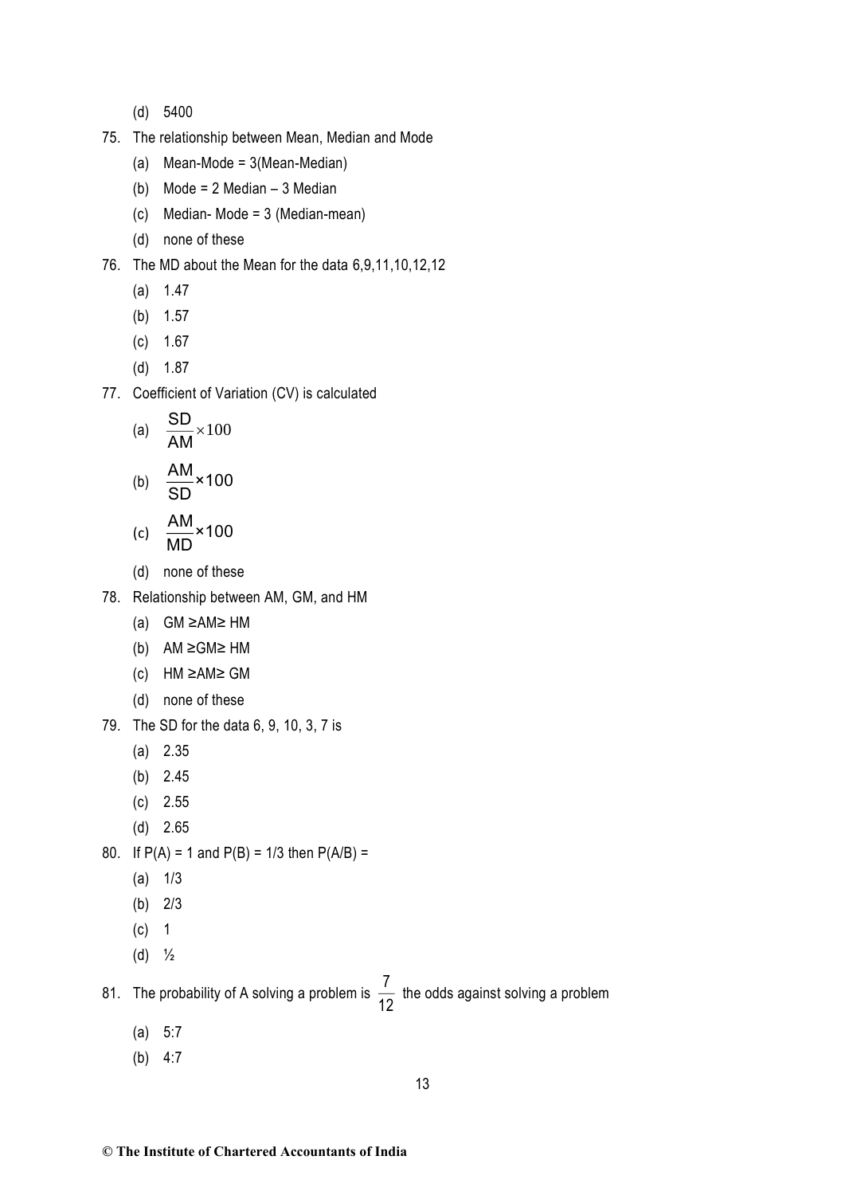(d) 5400

75. The relationship between Mean, Median and Mode

    (a) Mean-Mode = 3(Mean-Median)

    (b) Mode = 2 Median – 3 Median

    (c) Median- Mode = 3 (Median-mean)

    (d) none of these

76. The MD about the Mean for the data 6,9,11,10,12,12

    (a) 1.47

    (b) 1.57

    (c) 1.67

    (d) 1.87

77. Coefficient of Variation (CV) is calculated

    (a) $\frac{SD}{AM} \times 100$

    (b) $\frac{AM}{SD} \times 100$

    (c) $\frac{AM}{MD} \times 100$

    (d) none of these

78. Relationship between AM, GM, and HM

    (a) GM ≥AM≥ HM

    (b) AM ≥GM≥ HM

    (c) HM ≥AM≥ GM

    (d) none of these

79. The SD for the data 6, 9, 10, 3, 7 is

    (a) 2.35

    (b) 2.45

    (c) 2.55

    (d) 2.65

80. If P(A) = 1 and P(B) = 1/3 then P(A/B) =

    (a) 1/3

    (b) 2/3

    (c) 1

    (d) ½

81. The probability of A solving a problem is $\frac{7}{12}$ the odds against solving a problem

    (a) 5:7

    (b) 4:7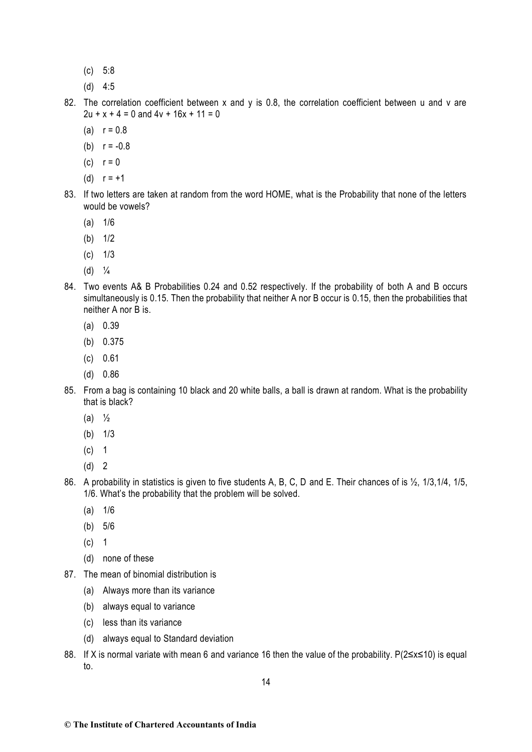(c) 5:8

(d) 4:5

82. The correlation coefficient between x and y is 0.8, the correlation coefficient between u and v are $2u + x + 4 = 0$ and $4v + 16x + 11 = 0$

    (a) $r = 0.8$

    (b) $r = -0.8$

    (c) $r = 0$

    (d) $r = +1$

83. If two letters are taken at random from the word HOME, what is the Probability that none of the letters would be vowels?

    (a) 1/6

    (b) 1/2

    (c) 1/3

    (d) ¼

84. Two events A& B Probabilities 0.24 and 0.52 respectively. If the probability of both A and B occurs simultaneously is 0.15. Then the probability that neither A nor B occur is 0.15, then the probabilities that neither A nor B is.

    (a) 0.39

    (b) 0.375

    (c) 0.61

    (d) 0.86

85. From a bag is containing 10 black and 20 white balls, a ball is drawn at random. What is the probability that is black?

    (a) ½

    (b) 1/3

    (c) 1

    (d) 2

86. A probability in statistics is given to five students A, B, C, D and E. Their chances of is ½, 1/3,1/4, 1/5, 1/6. What's the probability that the problem will be solved.

    (a) 1/6

    (b) 5/6

    (c) 1

    (d) none of these

87. The mean of binomial distribution is

    (a) Always more than its variance

    (b) always equal to variance

    (c) less than its variance

    (d) always equal to Standard deviation

88. If X is normal variate with mean 6 and variance 16 then the value of the probability. $P(2 \leq x \leq 10)$ is equal to.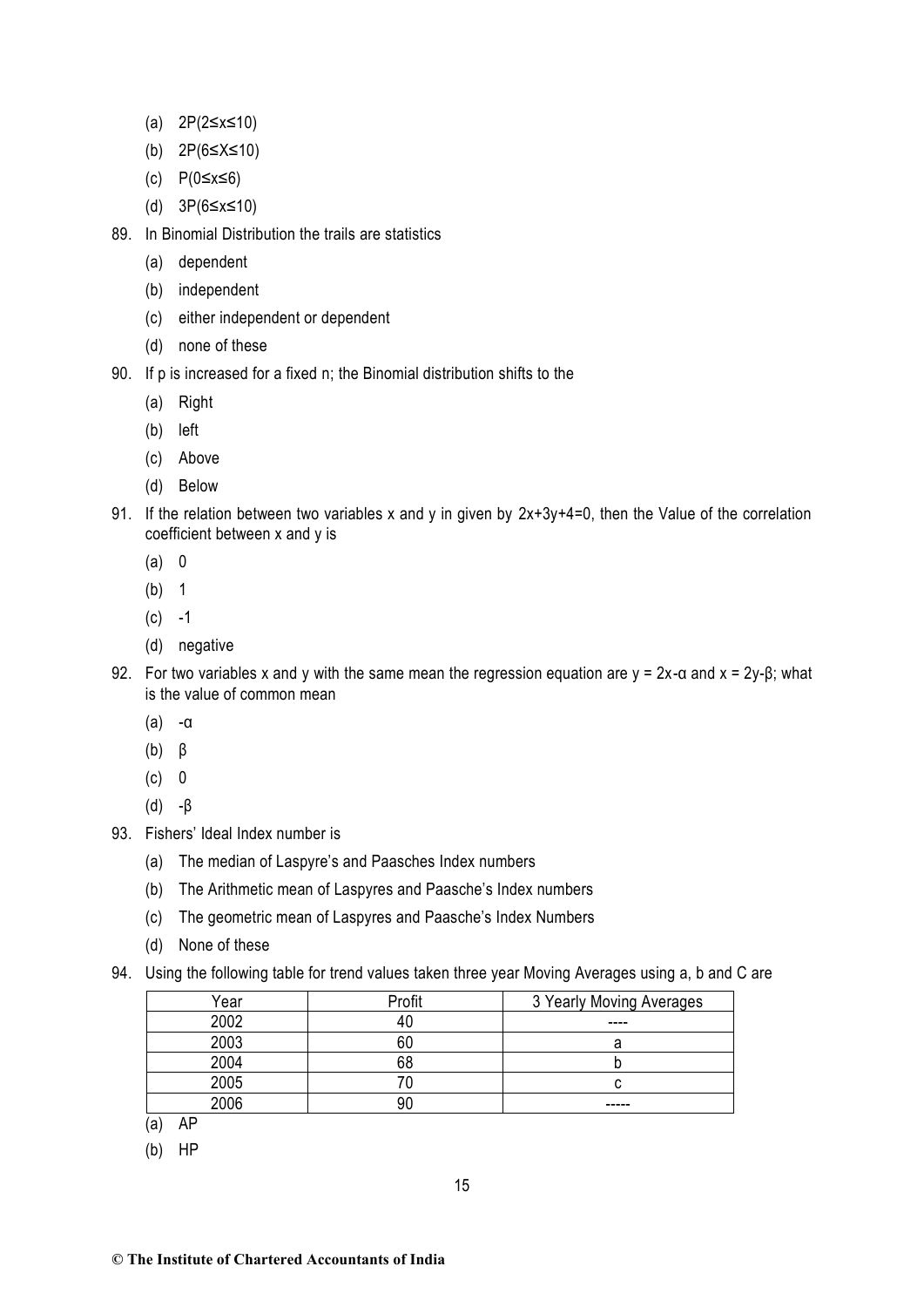(a) $2P(2 \leq x \leq 10)$

(b) $2P(6 \leq X \leq 10)$

(c) $P(0 \leq x \leq 6)$

(d) $3P(6 \leq x \leq 10)$

89. In Binomial Distribution the trails are statistics

    (a) dependent

    (b) independent

    (c) either independent or dependent

    (d) none of these

90. If p is increased for a fixed n; the Binomial distribution shifts to the

    (a) Right

    (b) left

    (c) Above

    (d) Below

91. If the relation between two variables x and y in given by $2x+3y+4=0$, then the Value of the correlation coefficient between x and y is

    (a) 0

    (b) 1

    (c) -1

    (d) negative

92. For two variables x and y with the same mean the regression equation are $y = 2x-\alpha$ and $x = 2y-\beta$; what is the value of common mean

    (a) $-\alpha$

    (b) $\beta$

    (c) 0

    (d) $-\beta$

93. Fishers' Ideal Index number is

    (a) The median of Laspyre's and Paasches Index numbers

    (b) The Arithmetic mean of Laspyres and Paasche's Index numbers

    (c) The geometric mean of Laspyres and Paasche's Index Numbers

    (d) None of these

94. Using the following table for trend values taken three year Moving Averages using a, b and C are

| Year | Profit | 3 Yearly Moving Averages |
|---|---|---|
| 2002 | 40 | ---- |
| 2003 | 60 | a |
| 2004 | 68 | b |
| 2005 | 70 | c |
| 2006 | 90 | ----- |

(a) AP

(b) HP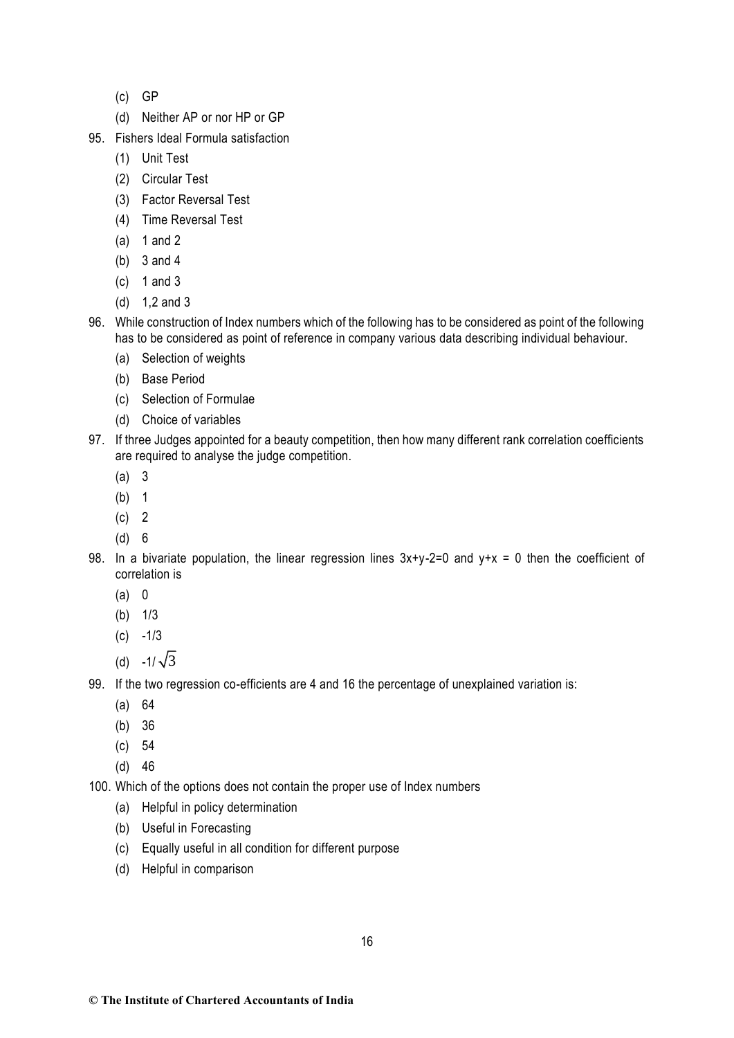(c) GP

(d) Neither AP or nor HP or GP

95. Fishers Ideal Formula satisfaction

(1) Unit Test

(2) Circular Test

(3) Factor Reversal Test

(4) Time Reversal Test

(a) 1 and 2

(b) 3 and 4

(c) 1 and 3

(d) 1,2 and 3

96. While construction of Index numbers which of the following has to be considered as point of the following has to be considered as point of reference in company various data describing individual behaviour.

(a) Selection of weights

(b) Base Period

(c) Selection of Formulae

(d) Choice of variables

97. If three Judges appointed for a beauty competition, then how many different rank correlation coefficients are required to analyse the judge competition.

(a) 3

(b) 1

(c) 2

(d) 6

98. In a bivariate population, the linear regression lines $3x+y-2=0$ and $y+x = 0$ then the coefficient of correlation is

(a) 0

(b) 1/3

(c) -1/3

(d) $-1/\sqrt{3}$

99. If the two regression co-efficients are 4 and 16 the percentage of unexplained variation is:

(a) 64

(b) 36

(c) 54

(d) 46

100. Which of the options does not contain the proper use of Index numbers

(a) Helpful in policy determination

(b) Useful in Forecasting

(c) Equally useful in all condition for different purpose

(d) Helpful in comparison

**© The Institute of Chartered Accountants of India**